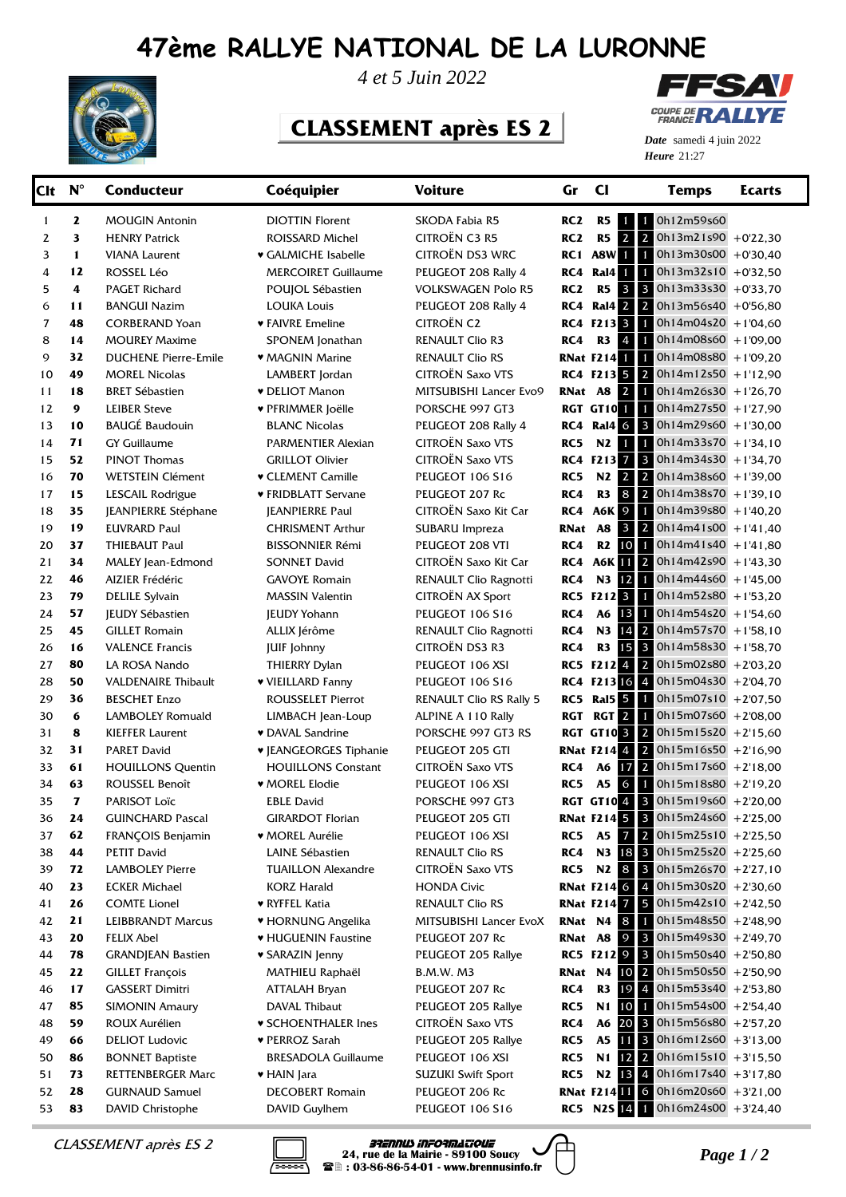# 47ème RALLYE NATIONAL DE LA LURONNE

*4 et 5 Juin 2022*

## CLASSEMENT après ES 2

**Date** samedi 4 juin 2022
**Heure** 21:27

| Clt | N° | Conducteur | Coéquipier | Voiture | Gr | Cl | | | Temps | Ecarts |
|---|---|---|---|---|---|---|---|---|---|---|
| 1 | 2 | MOUGIN Antonin | DIOTTIN Florent | SKODA Fabia R5 | RC2 | R5 | 1 | 1 | 0h12m59s60 | |
| 2 | 3 | HENRY Patrick | ROISSARD Michel | CITROËN C3 R5 | RC2 | R5 | 2 | 2 | 0h13m21s90 | +0'22,30 |
| 3 | 1 | VIANA Laurent | ♥ GALMICHE Isabelle | CITROËN DS3 WRC | RC1 | A8W | 1 | 1 | 0h13m30s00 | +0'30,40 |
| 4 | 12 | ROSSEL Léo | MERCORIET Guillaume | PEUGEOT 208 Rally 4 | RC4 | Ral4 | 1 | 1 | 0h13m32s10 | +0'32,50 |
| 5 | 4 | PAGET Richard | POUJOL Sébastien | VOLKSWAGEN Polo R5 | RC2 | R5 | 3 | 3 | 0h13m33s30 | +0'33,70 |
| 6 | 11 | BANGUI Nazim | LOUKA Louis | PEUGEOT 208 Rally 4 | RC4 | Ral4 | 2 | 2 | 0h13m56s40 | +0'56,80 |
| 7 | 48 | CORBERAND Yoan | ♥ FAIVRE Emeline | CITROËN C2 | RC4 | F213 | 3 | 1 | 0h14m04s20 | +1'04,60 |
| 8 | 14 | MOUREY Maxime | SPONEM Jonathan | RENAULT Clio R3 | RC4 | R3 | 4 | 1 | 0h14m08s60 | +1'09,00 |
| 9 | 32 | DUCHENE Pierre-Emile | ♥ MAGNIN Marine | RENAULT Clio RS | RNat | F214 | 1 | 1 | 0h14m08s80 | +1'09,20 |
| 10 | 49 | MOREL Nicolas | LAMBERT Jordan | CITROËN Saxo VTS | RC4 | F213 | 5 | 2 | 0h14m12s50 | +1'12,90 |
| 11 | 18 | BRET Sébastien | ♥ DELIOT Manon | MITSUBISHI Lancer Evo9 | RNat | A8 | 2 | 1 | 0h14m26s30 | +1'26,70 |
| 12 | 9 | LEIBER Steve | ♥ PFRIMMER Joëlle | PORSCHE 997 GT3 | RGT | GT10 | 1 | 1 | 0h14m27s50 | +1'27,90 |
| 13 | 10 | BAUGÉ Baudouin | BLANC Nicolas | PEUGEOT 208 Rally 4 | RC4 | Ral4 | 6 | 3 | 0h14m29s60 | +1'30,00 |
| 14 | 71 | GY Guillaume | PARMENTIER Alexian | CITROËN Saxo VTS | RC5 | N2 | 1 | 1 | 0h14m33s70 | +1'34,10 |
| 15 | 52 | PINOT Thomas | GRILLOT Olivier | CITROËN Saxo VTS | RC4 | F213 | 7 | 3 | 0h14m34s30 | +1'34,70 |
| 16 | 70 | WETSTEIN Clément | ♥ CLEMENT Camille | PEUGEOT 106 S16 | RC5 | N2 | 2 | 2 | 0h14m38s60 | +1'39,00 |
| 17 | 15 | LESCAIL Rodrigue | ♥ FRIDBLATT Servane | PEUGEOT 207 RC | RC4 | R3 | 8 | 2 | 0h14m38s70 | +1'39,10 |
| 18 | 35 | JEANPIERRE Stéphane | JEANPIERRE Paul | CITROËN Saxo Kit Car | RC4 | A6K | 9 | 1 | 0h14m39s80 | +1'40,20 |
| 19 | 19 | EUVRARD Paul | CHRISMENT Arthur | SUBARU Impreza | RNat | A8 | 3 | 2 | 0h14m41s00 | +1'41,40 |
| 20 | 37 | THIEBAUT Paul | BISSONNIER Rémi | PEUGEOT 208 VTI | RC4 | R2 | 10 | 1 | 0h14m41s40 | +1'41,80 |
| 21 | 34 | MALEY Jean-Edmond | SONNET David | CITROËN Saxo Kit Car | RC4 | A6K | 11 | 2 | 0h14m42s90 | +1'43,30 |
| 22 | 46 | AIZIER Frédéric | GAVOYE Romain | RENAULT Clio Ragnotti | RC4 | N3 | 12 | 1 | 0h14m44s60 | +1'45,00 |
| 23 | 79 | DELILE Sylvain | MASSIN Valentin | CITROËN AX Sport | RC5 | F212 | 3 | 1 | 0h14m52s80 | +1'53,20 |
| 24 | 57 | JEUDY Sébastien | JEUDY Yohann | PEUGEOT 106 S16 | RC4 | A6 | 13 | 1 | 0h14m54s20 | +1'54,60 |
| 25 | 45 | GILLET Romain | ALLIX Jérôme | RENAULT Clio Ragnotti | RC4 | N3 | 14 | 2 | 0h14m57s70 | +1'58,10 |
| 26 | 16 | VALENCE Francis | JUIF Johnny | CITROËN DS3 R3 | RC4 | R3 | 15 | 3 | 0h14m58s30 | +1'58,70 |
| 27 | 80 | LA ROSA Nando | THIERRY Dylan | PEUGEOT 106 XSI | RC5 | F212 | 4 | 2 | 0h15m02s80 | +2'03,20 |
| 28 | 50 | VALDENAIRE Thibault | ♥ VIEILLARD Fanny | PEUGEOT 106 S16 | RC4 | F213 | 16 | 4 | 0h15m04s30 | +2'04,70 |
| 29 | 36 | BESCHET Enzo | ROUSSELET Pierrot | RENAULT Clio RS Rally 5 | RC5 | Ral5 | 5 | 1 | 0h15m07s10 | +2'07,50 |
| 30 | 6 | LAMBOLEY Romuald | LIMBACH Jean-Loup | ALPINE A 110 Rally | RGT | RGT | 2 | 1 | 0h15m07s60 | +2'08,00 |
| 31 | 8 | KIEFFER Laurent | ♥ DAVAL Sandrine | PORSCHE 997 GT3 RS | RGT | GT10 | 3 | 2 | 0h15m15s20 | +2'15,60 |
| 32 | 31 | PARET David | ♥ JEANGEORGES Tiphanie | PEUGEOT 205 GTI | RNat | F214 | 4 | 2 | 0h15m16s50 | +2'16,90 |
| 33 | 61 | HOUILLONS Quentin | HOUILLONS Constant | CITROËN Saxo VTS | RC4 | A6 | 17 | 2 | 0h15m17s60 | +2'18,00 |
| 34 | 63 | ROUSSEL Benoît | ♥ MOREL Elodie | PEUGEOT 106 XSI | RC5 | A5 | 6 | 1 | 0h15m18s80 | +2'19,20 |
| 35 | 7 | PARISOT Loïc | EBLE David | PORSCHE 997 GT3 | RGT | GT10 | 4 | 3 | 0h15m19s60 | +2'20,00 |
| 36 | 24 | GUINCHARD Pascal | GIRARDOT Florian | PEUGEOT 205 GTI | RNat | F214 | 5 | 3 | 0h15m24s60 | +2'25,00 |
| 37 | 62 | FRANÇOIS Benjamin | ♥ MOREL Aurélie | PEUGEOT 106 XSI | RC5 | A5 | 7 | 2 | 0h15m25s10 | +2'25,50 |
| 38 | 44 | PETIT David | LAINE Sébastien | RENAULT Clio RS | RC4 | N3 | 18 | 3 | 0h15m25s20 | +2'25,60 |
| 39 | 72 | LAMBOLEY Pierre | TUAILLON Alexandre | CITROËN Saxo VTS | RC5 | N2 | 8 | 3 | 0h15m26s70 | +2'27,10 |
| 40 | 23 | ECKER Michael | KORZ Harald | HONDA Civic | RNat | F214 | 6 | 4 | 0h15m30s20 | +2'30,60 |
| 41 | 26 | COMTE Lionel | ♥ RYFFEL Katia | RENAULT Clio RS | RNat | F214 | 7 | 5 | 0h15m42s10 | +2'42,50 |
| 42 | 21 | LEIBBRANDT Marcus | ♥ HORNUNG Angelika | MITSUBISHI Lancer EvoX | RNat | N4 | 8 | 1 | 0h15m48s50 | +2'48,90 |
| 43 | 20 | FELIX Abel | ♥ HUGUENIN Faustine | PEUGEOT 207 RC | RNat | A8 | 9 | 3 | 0h15m49s30 | +2'49,70 |
| 44 | 78 | GRANDJEAN Bastien | ♥ SARAZIN Jenny | PEUGEOT 205 Rallye | RC5 | F212 | 9 | 3 | 0h15m50s40 | +2'50,80 |
| 45 | 22 | GILLET François | MATHIEU Raphaël | B.M.W. M3 | RNat | N4 | 10 | 2 | 0h15m50s50 | +2'50,90 |
| 46 | 17 | GASSERT Dimitri | ATTALAH Bryan | PEUGEOT 207 RC | RC4 | R3 | 19 | 4 | 0h15m53s40 | +2'53,80 |
| 47 | 85 | SIMONIN Amaury | DAVAL Thibaut | PEUGEOT 205 Rallye | RC5 | N1 | 10 | 1 | 0h15m54s00 | +2'54,40 |
| 48 | 59 | ROUX Aurélien | ♥ SCHOENTHALER Ines | CITROËN Saxo VTS | RC4 | A6 | 20 | 3 | 0h15m56s80 | +2'57,20 |
| 49 | 66 | DELIOT Ludovic | ♥ PERROZ Sarah | PEUGEOT 205 Rallye | RC5 | A5 | 11 | 3 | 0h16m12s60 | +3'13,00 |
| 50 | 86 | BONNET Baptiste | BRESADOLA Guillaume | PEUGEOT 106 XSI | RC5 | N1 | 12 | 2 | 0h16m15s10 | +3'15,50 |
| 51 | 73 | RETTENBERGER Marc | ♥ HAIN Jara | SUZUKI Swift Sport | RC5 | N2 | 13 | 4 | 0h16m17s40 | +3'17,80 |
| 52 | 28 | GURNAUD Samuel | DECOBERT Romain | PEUGEOT 206 RC | RNat | F214 | 11 | 6 | 0h16m20s60 | +3'21,00 |
| 53 | 83 | DAVID Christophe | DAVID Guylhem | PEUGEOT 106 S16 | RC5 | N2S | 14 | 1 | 0h16m24s00 | +3'24,40 |

*CLASSEMENT après ES 2*

BRENNUS INFORMATIQUE
24, rue de la Mairie - 89100 Soucy
: 03-86-86-54-01 - www.brennusinfo.fr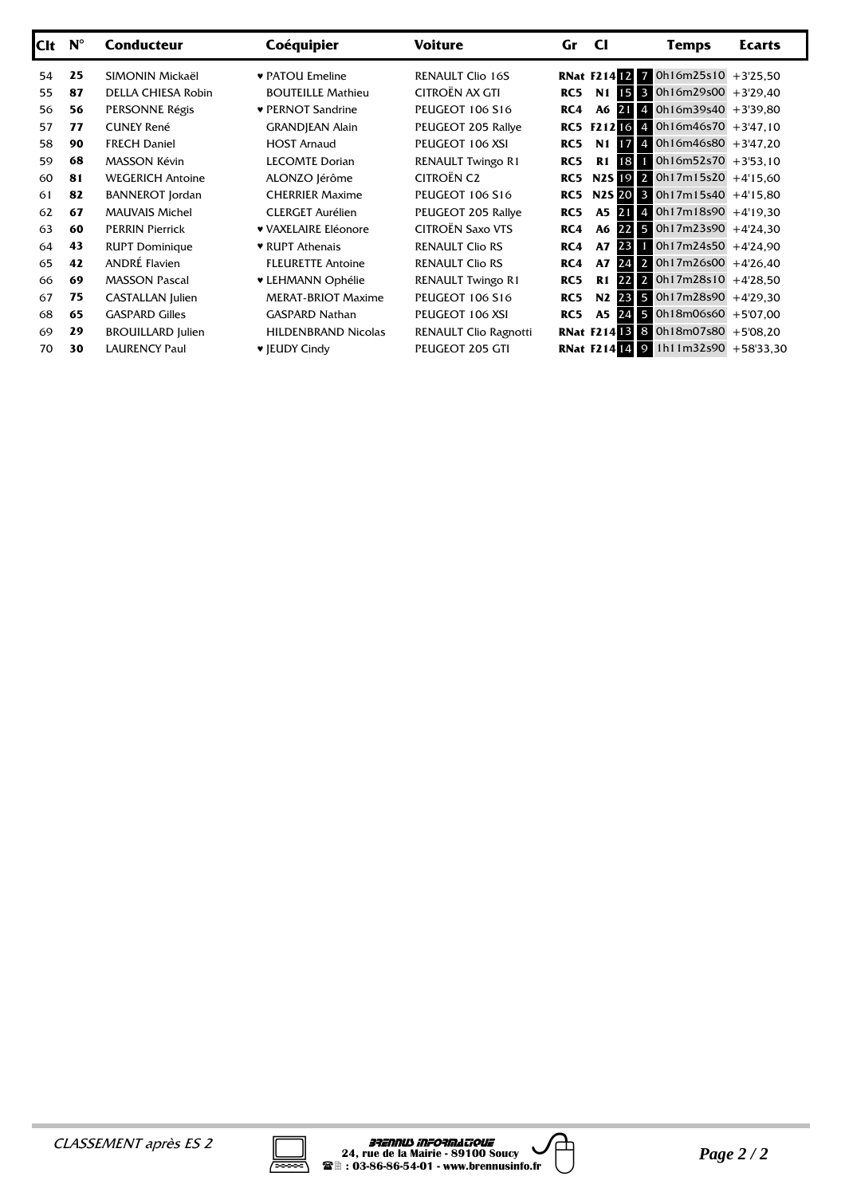| Clt | N° | Conducteur | Coéquipier | Voiture | Gr | Cl | | | Temps | Ecarts |
|---|---|---|---|---|---|---|---|---|---|---|
| 54 | **25** | SIMONIN Mickaël | ♥ PATOU Emeline | RENAULT Clio 16S | **RNat** | **F214** | 12 | 7 | 0h16m25s10 | +3'25,50 |
| 55 | **87** | DELLA CHIESA Robin | BOUTEILLE Mathieu | CITROËN AX GTI | **RC5** | **N1** | 15 | 3 | 0h16m29s00 | +3'29,40 |
| 56 | **56** | PERSONNE Régis | ♥ PERNOT Sandrine | PEUGEOT 106 S16 | **RC4** | **A6** | 21 | 4 | 0h16m39s40 | +3'39,80 |
| 57 | **77** | CUNEY René | GRANDJEAN Alain | PEUGEOT 205 Rallye | **RC5** | **F212** | 16 | 4 | 0h16m46s70 | +3'47,10 |
| 58 | **90** | FRECH Daniel | HOST Arnaud | PEUGEOT 106 XSI | **RC5** | **N1** | 17 | 4 | 0h16m46s80 | +3'47,20 |
| 59 | **68** | MASSON Kévin | LECOMTE Dorian | RENAULT Twingo R1 | **RC5** | **R1** | 18 | 1 | 0h16m52s70 | +3'53,10 |
| 60 | **81** | WEGERICH Antoine | ALONZO Jérôme | CITROËN C2 | **RC5** | **N2S** | 19 | 2 | 0h17m15s20 | +4'15,60 |
| 61 | **82** | BANNEROT Jordan | CHERRIER Maxime | PEUGEOT 106 S16 | **RC5** | **N2S** | 20 | 3 | 0h17m15s40 | +4'15,80 |
| 62 | **67** | MAUVAIS Michel | CLERGET Aurélien | PEUGEOT 205 Rallye | **RC5** | **A5** | 21 | 4 | 0h17m18s90 | +4'19,30 |
| 63 | **60** | PERRIN Pierrick | ♥ VAXELAIRE Eléonore | CITROËN Saxo VTS | **RC4** | **A6** | 22 | 5 | 0h17m23s90 | +4'24,30 |
| 64 | **43** | RUPT Dominique | ♥ RUPT Athenais | RENAULT Clio RS | **RC4** | **A7** | 23 | 1 | 0h17m24s50 | +4'24,90 |
| 65 | **42** | ANDRÉ Flavien | FLEURETTE Antoine | RENAULT Clio RS | **RC4** | **A7** | 24 | 2 | 0h17m26s00 | +4'26,40 |
| 66 | **69** | MASSON Pascal | ♥ LEHMANN Ophélie | RENAULT Twingo R1 | **RC5** | **R1** | 22 | 2 | 0h17m28s10 | +4'28,50 |
| 67 | **75** | CASTALLAN Julien | MERAT-BRIOT Maxime | PEUGEOT 106 S16 | **RC5** | **N2** | 23 | 5 | 0h17m28s90 | +4'29,30 |
| 68 | **65** | GASPARD Gilles | GASPARD Nathan | PEUGEOT 106 XSI | **RC5** | **A5** | 24 | 5 | 0h18m06s60 | +5'07,00 |
| 69 | **29** | BROUILLARD Julien | HILDENBRAND Nicolas | RENAULT Clio Ragnotti | **RNat** | **F214** | 13 | 8 | 0h18m07s80 | +5'08,20 |
| 70 | **30** | LAURENCY Paul | ♥ JEUDY Cindy | PEUGEOT 205 GTI | **RNat** | **F214** | 14 | 9 | 1h11m32s90 | +58'33,30 |

*CLASSEMENT après ES 2*

BRENNUS INFORMATIQUE
24, rue de la Mairie - 89100 Soucy
: 03-86-86-54-01 - www.brennusinfo.fr